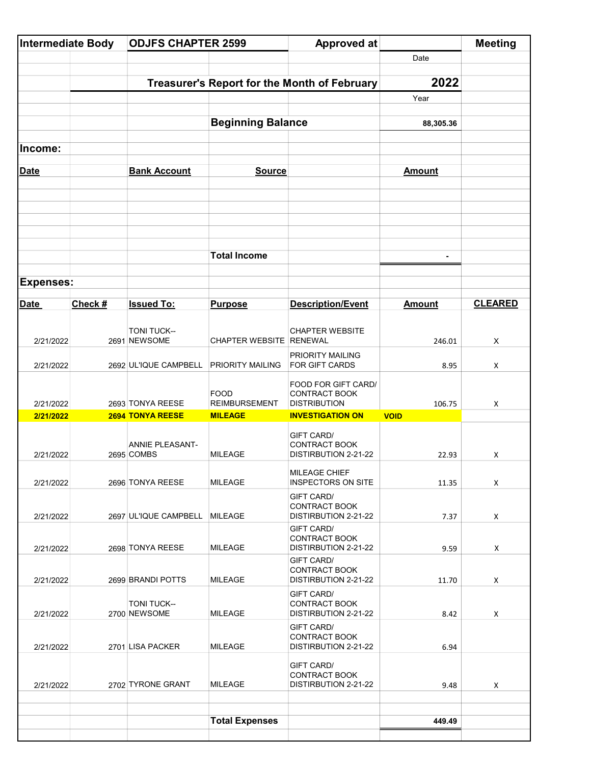| Intermediate Body | ODJFS CHAPTER 2599 | Approved at | | Meeting |
|---|---|---|---|---|
| | | | Date | |

## Treasurer's Report for the Month of February 2022

Year

**Beginning Balance** 88,305.36

### Income:

| Date | Bank Account | Source | | Amount |
|---|---|---|---|---|
| | | | | |
| | | **Total Income** | | - |

### Expenses:

| Date | Check # | Issued To: | Purpose | Description/Event | Amount | CLEARED |
|---|---|---|---|---|---|---|
| 2/21/2022 | 2691 | TONI TUCK--NEWSOME | CHAPTER WEBSITE | CHAPTER WEBSITE RENEWAL | 246.01 | X |
| 2/21/2022 | 2692 | UL'IQUE CAMPBELL | PRIORITY MAILING | PRIORITY MAILING FOR GIFT CARDS | 8.95 | X |
| 2/21/2022 | 2693 | TONYA REESE | FOOD REIMBURSEMENT | FOOD FOR GIFT CARD/ CONTRACT BOOK DISTRIBUTION | 106.75 | X |
| **2/21/2022** | **2694** | **TONYA REESE** | **MILEAGE** | **INVESTIGATION ON** | **VOID** | |
| 2/21/2022 | 2695 | ANNIE PLEASANT-COMBS | MILEAGE | GIFT CARD/ CONTRACT BOOK DISTIRBUTION 2-21-22 | 22.93 | X |
| 2/21/2022 | 2696 | TONYA REESE | MILEAGE | MILEAGE CHIEF INSPECTORS ON SITE | 11.35 | X |
| 2/21/2022 | 2697 | UL'IQUE CAMPBELL | MILEAGE | GIFT CARD/ CONTRACT BOOK DISTIRBUTION 2-21-22 | 7.37 | X |
| 2/21/2022 | 2698 | TONYA REESE | MILEAGE | GIFT CARD/ CONTRACT BOOK DISTIRBUTION 2-21-22 | 9.59 | X |
| 2/21/2022 | 2699 | BRANDI POTTS | MILEAGE | GIFT CARD/ CONTRACT BOOK DISTIRBUTION 2-21-22 | 11.70 | X |
| 2/21/2022 | 2700 | TONI TUCK--NEWSOME | MILEAGE | GIFT CARD/ CONTRACT BOOK DISTIRBUTION 2-21-22 | 8.42 | X |
| 2/21/2022 | 2701 | LISA PACKER | MILEAGE | GIFT CARD/ CONTRACT BOOK DISTIRBUTION 2-21-22 | 6.94 | |
| 2/21/2022 | 2702 | TYRONE GRANT | MILEAGE | GIFT CARD/ CONTRACT BOOK DISTIRBUTION 2-21-22 | 9.48 | X |
| | | | **Total Expenses** | | **449.49** | |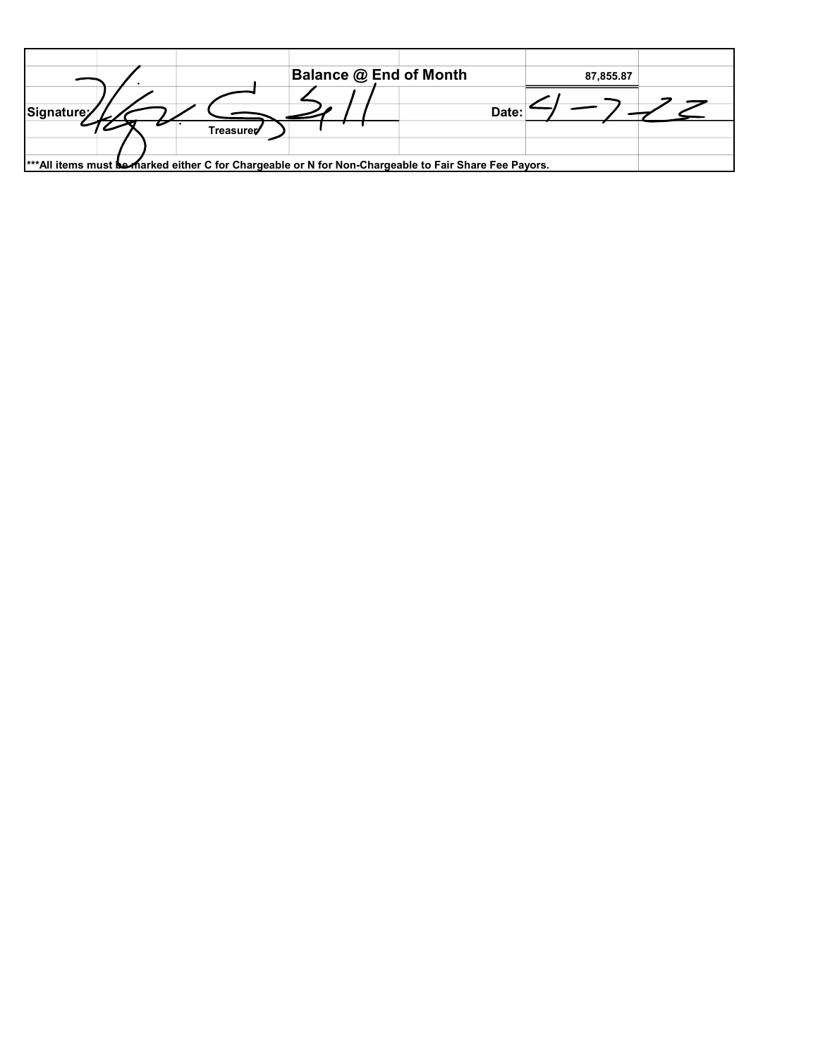| | | | | | | |
|---|---|---|---|---|---|---|
| | | | **Balance @ End of Month** | | **87,855.87** | |
| **Signature:** | | | | **Date:** | 4-7-22 | |
| | | **Treasurer** | | | | |

**\*\*\*All items must be marked either C for Chargeable or N for Non-Chargeable to Fair Share Fee Payors.**